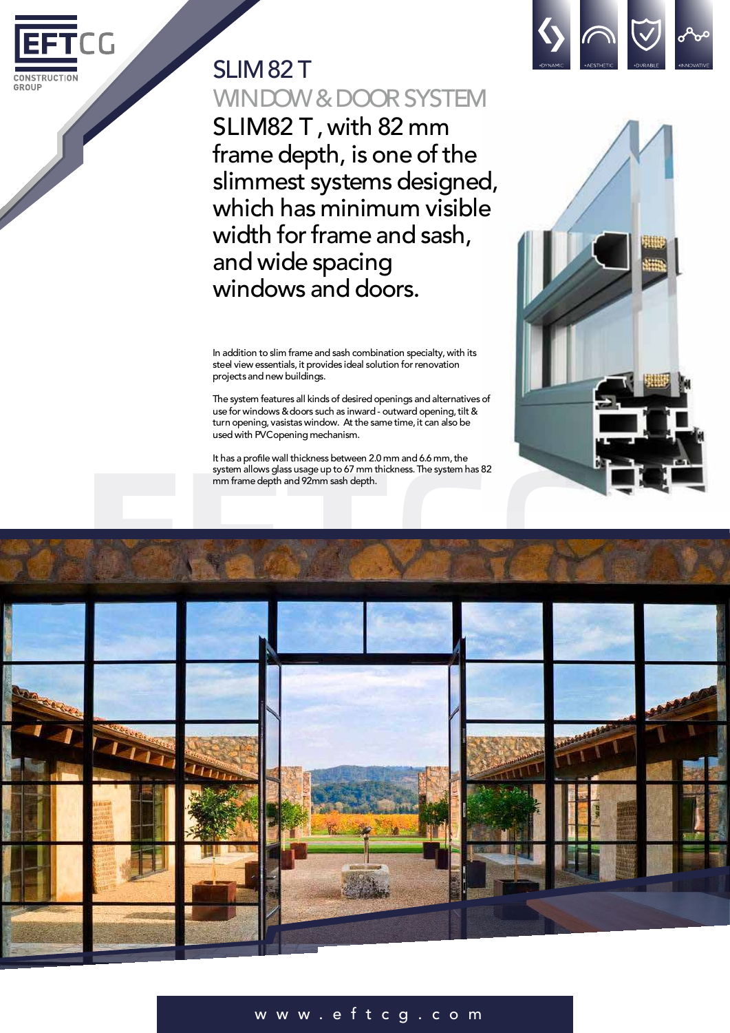EFTCG

CONSTRUCTION GROUP

+DYNAMIC +AESTHETIC +DURABLE +INNOVATIVE

# SLIM 82 T

## WINDOW & DOOR SYSTEM

SLIM82 T , with 82 mm frame depth, is one of the slimmest systems designed, which has minimum visible width for frame and sash, and wide spacing windows and doors.

In addition to slim frame and sash combination specialty, with its steel view essentials, it provides ideal solution for renovation projects and new buildings.

The system features all kinds of desired openings and alternatives of use for windows & doors such as inward - outward opening, tilt & turn opening, vasistas window. At the same time, it can also be used with PVCopening mechanism.

It has a profile wall thickness between 2.0 mm and 6.6 mm, the system allows glass usage up to 67 mm thickness. The system has 82 mm frame depth and 92mm sash depth.

w w w . e f t c g . c o m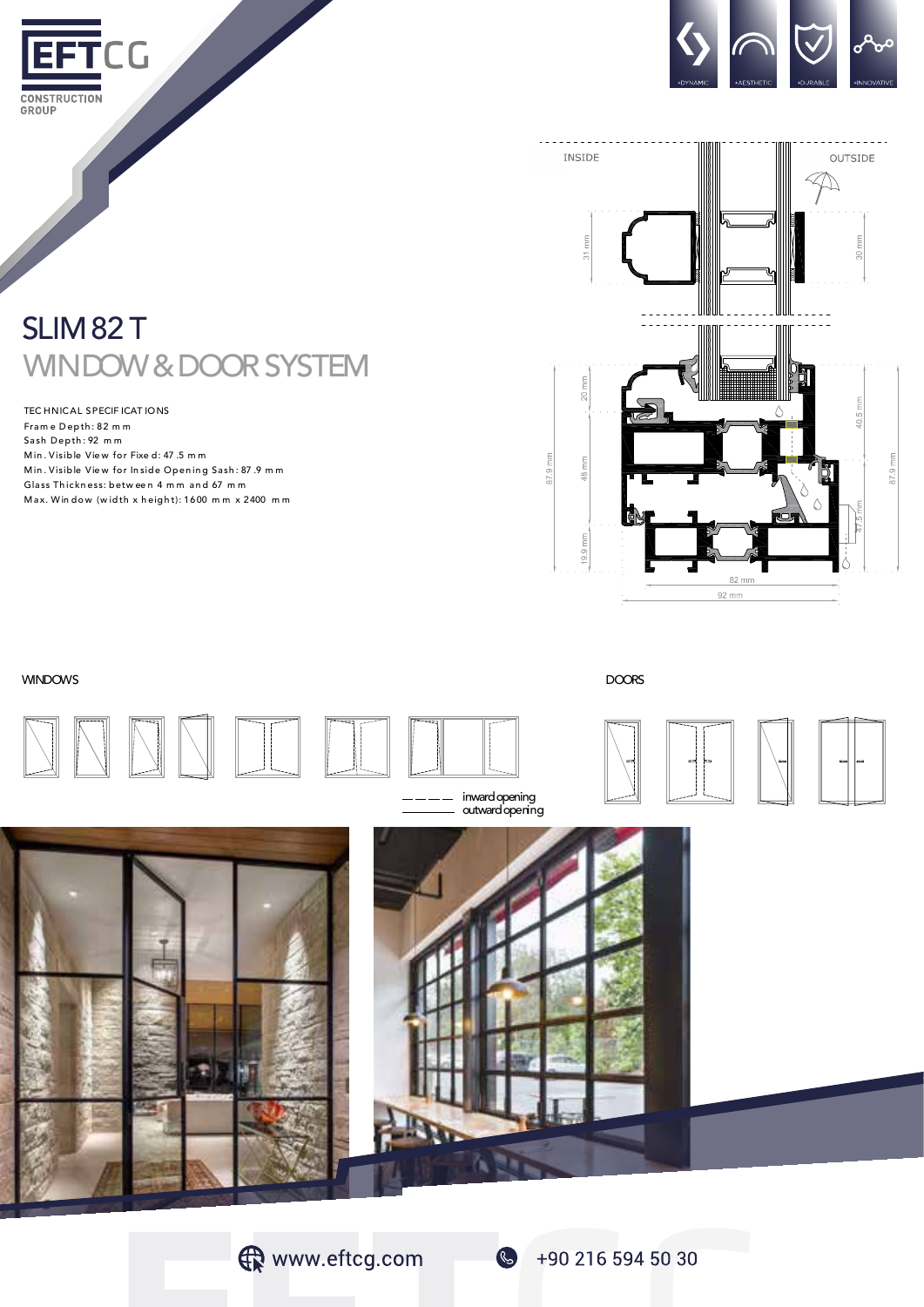# SLIM 82 T

## WINDOW & DOOR SYSTEM

TECHNICAL SPECIFICATIONS

Frame Depth: 82 mm
Sash Depth: 92 mm
Min. Visible View for Fixed: 47.5 mm
Min. Visible View for Inside Opening Sash: 87.9 mm
Glass Thickness: between 4 mm and 67 mm
Max. Window (width x height): 1600 mm x 2400 mm

+DYNAMIC
+AESTHETIC
+DURABLE
+INNOVATIVE

INSIDE
OUTSIDE
31 mm
30 mm
20 mm
40.5 mm
87.9 mm
48 mm
47.5 mm
87.9 mm
19.9 mm
82 mm
92 mm

WINDOWS

DOORS

inward opening
outward opening

www.eftcg.com
+90 216 594 50 30